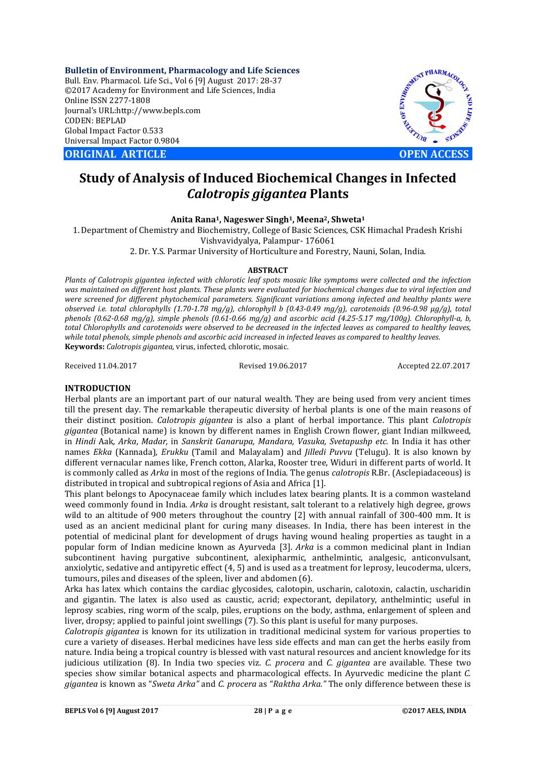Bulletin of Environment, Pharmacology and Life Sciences
Bull. Env. Pharmacol. Life Sci., Vol 6 [9] August 2017: 28-37
©2017 Academy for Environment and Life Sciences, India
Online ISSN 2277-1808
Journal's URL:http://www.bepls.com
CODEN: BEPLAD
Global Impact Factor 0.533
Universal Impact Factor 0.9804

**ORIGINAL ARTICLE** **OPEN ACCESS**

# Study of Analysis of Induced Biochemical Changes in Infected *Calotropis gigantea* Plants

**Anita Rana[1], Nageswer Singh[1], Meena[2], Shweta[1]**

1. Department of Chemistry and Biochemistry, College of Basic Sciences, CSK Himachal Pradesh Krishi Vishvavidyalya, Palampur- 176061
2. Dr. Y.S. Parmar University of Horticulture and Forestry, Nauni, Solan, India.

## ABSTRACT

*Plants of Calotropis gigantea infected with chlorotic leaf spots mosaic like symptoms were collected and the infection was maintained on different host plants. These plants were evaluated for biochemical changes due to viral infection and were screened for different phytochemical parameters. Significant variations among infected and healthy plants were observed i.e. total chlorophylls (1.70-1.78 mg/g), chlorophyll b (0.43-0.49 mg/g), carotenoids (0.96-0.98 µg/g), total phenols (0.62-0.68 mg/g), simple phenols (0.61-0.66 mg/g) and ascorbic acid (4.25-5.17 mg/100g). Chlorophyll-a, b, total Chlorophylls and carotenoids were observed to be decreased in the infected leaves as compared to healthy leaves, while total phenols, simple phenols and ascorbic acid increased in infected leaves as compared to healthy leaves.*

**Keywords:** *Calotropis gigantea*, virus, infected, chlorotic, mosaic.

Received 11.04.2017 Revised 19.06.2017 Accepted 22.07.2017

## INTRODUCTION

Herbal plants are an important part of our natural wealth. They are being used from very ancient times till the present day. The remarkable therapeutic diversity of herbal plants is one of the main reasons of their distinct position. *Calotropis gigantea* is also a plant of herbal importance. This plant *Calotropis gigantea* (Botanical name) is known by different names in English Crown flower, giant Indian milkweed, in *Hindi* Aak*, Arka*, *Madar,* in *Sanskrit Ganarupa, Mandara, Vasuka, Svetapushp etc.* In India it has other names *Ekka* (Kannada)*, Erukku* (Tamil and Malayalam) and *Jilledi Puvvu* (Telugu). It is also known by different vernacular names like, French cotton, Alarka, Rooster tree, Widuri in different parts of world. It is commonly called as *Arka* in most of the regions of India. The genus *calotropis* R.Br. (Asclepiadaceous) is distributed in tropical and subtropical regions of Asia and Africa [1].

This plant belongs to Apocynaceae family which includes latex bearing plants. It is a common wasteland weed commonly found in India. *Arka* is drought resistant, salt tolerant to a relatively high degree, grows wild to an altitude of 900 meters throughout the country [2] with annual rainfall of 300-400 mm. It is used as an ancient medicinal plant for curing many diseases. In India, there has been interest in the potential of medicinal plant for development of drugs having wound healing properties as taught in a popular form of Indian medicine known as Ayurveda [3]. *Arka* is a common medicinal plant in Indian subcontinent having purgative subcontinent, alexipharmic, anthelmintic, analgesic, anticonvulsant, anxiolytic, sedative and antipyretic effect (4, 5) and is used as a treatment for leprosy, leucoderma, ulcers, tumours, piles and diseases of the spleen, liver and abdomen (6).

Arka has latex which contains the cardiac glycosides, calotopin, uscharin, calotoxin, calactin, uscharidin and gigantin. The latex is also used as caustic, acrid; expectorant, depilatory, anthelmintic; useful in leprosy scabies, ring worm of the scalp, piles, eruptions on the body, asthma, enlargement of spleen and liver, dropsy; applied to painful joint swellings (7). So this plant is useful for many purposes.

*Calotropis gigantea* is known for its utilization in traditional medicinal system for various properties to cure a variety of diseases. Herbal medicines have less side effects and man can get the herbs easily from nature. India being a tropical country is blessed with vast natural resources and ancient knowledge for its judicious utilization (8). In India two species viz. *C. procera* and *C. gigantea* are available. These two species show similar botanical aspects and pharmacological effects. In Ayurvedic medicine the plant *C. gigantea* is known as "*Sweta Arka"* and *C. procera* as "*Raktha Arka."* The only difference between these is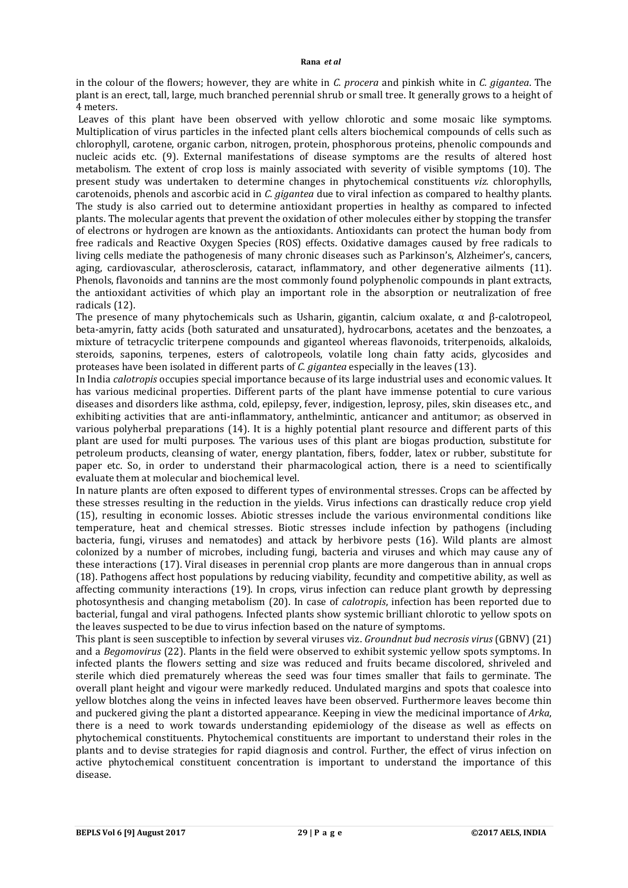in the colour of the flowers; however, they are white in *C. procera* and pinkish white in *C. gigantea*. The plant is an erect, tall, large, much branched perennial shrub or small tree. It generally grows to a height of 4 meters.

Leaves of this plant have been observed with yellow chlorotic and some mosaic like symptoms. Multiplication of virus particles in the infected plant cells alters biochemical compounds of cells such as chlorophyll, carotene, organic carbon, nitrogen, protein, phosphorous proteins, phenolic compounds and nucleic acids etc. (9). External manifestations of disease symptoms are the results of altered host metabolism. The extent of crop loss is mainly associated with severity of visible symptoms (10). The present study was undertaken to determine changes in phytochemical constituents *viz.* chlorophylls, carotenoids, phenols and ascorbic acid in *C. gigantea* due to viral infection as compared to healthy plants. The study is also carried out to determine antioxidant properties in healthy as compared to infected plants. The molecular agents that prevent the oxidation of other molecules either by stopping the transfer of electrons or hydrogen are known as the antioxidants. Antioxidants can protect the human body from free radicals and Reactive Oxygen Species (ROS) effects. Oxidative damages caused by free radicals to living cells mediate the pathogenesis of many chronic diseases such as Parkinson's, Alzheimer's, cancers, aging, cardiovascular, atherosclerosis, cataract, inflammatory, and other degenerative ailments (11). Phenols, flavonoids and tannins are the most commonly found polyphenolic compounds in plant extracts, the antioxidant activities of which play an important role in the absorption or neutralization of free radicals (12).

The presence of many phytochemicals such as Usharin, gigantin, calcium oxalate, α and β-calotropeol, beta-amyrin, fatty acids (both saturated and unsaturated), hydrocarbons, acetates and the benzoates, a mixture of tetracyclic triterpene compounds and giganteol whereas flavonoids, triterpenoids, alkaloids, steroids, saponins, terpenes, esters of calotropeols, volatile long chain fatty acids, glycosides and proteases have been isolated in different parts of *C. gigantea* especially in the leaves (13).

In India *calotropis* occupies special importance because of its large industrial uses and economic values. It has various medicinal properties. Different parts of the plant have immense potential to cure various diseases and disorders like asthma, cold, epilepsy, fever, indigestion, leprosy, piles, skin diseases etc., and exhibiting activities that are anti-inflammatory, anthelmintic, anticancer and antitumor; as observed in various polyherbal preparations (14). It is a highly potential plant resource and different parts of this plant are used for multi purposes. The various uses of this plant are biogas production, substitute for petroleum products, cleansing of water, energy plantation, fibers, fodder, latex or rubber, substitute for paper etc. So, in order to understand their pharmacological action, there is a need to scientifically evaluate them at molecular and biochemical level.

In nature plants are often exposed to different types of environmental stresses. Crops can be affected by these stresses resulting in the reduction in the yields. Virus infections can drastically reduce crop yield (15), resulting in economic losses. Abiotic stresses include the various environmental conditions like temperature, heat and chemical stresses. Biotic stresses include infection by pathogens (including bacteria, fungi, viruses and nematodes) and attack by herbivore pests (16). Wild plants are almost colonized by a number of microbes, including fungi, bacteria and viruses and which may cause any of these interactions (17). Viral diseases in perennial crop plants are more dangerous than in annual crops (18). Pathogens affect host populations by reducing viability, fecundity and competitive ability, as well as affecting community interactions (19). In crops, virus infection can reduce plant growth by depressing photosynthesis and changing metabolism (20). In case of *calotropis*, infection has been reported due to bacterial, fungal and viral pathogens. Infected plants show systemic brilliant chlorotic to yellow spots on the leaves suspected to be due to virus infection based on the nature of symptoms.

This plant is seen susceptible to infection by several viruses viz. *Groundnut bud necrosis virus* (GBNV) (21) and a *Begomovirus* (22). Plants in the field were observed to exhibit systemic yellow spots symptoms. In infected plants the flowers setting and size was reduced and fruits became discolored, shriveled and sterile which died prematurely whereas the seed was four times smaller that fails to germinate. The overall plant height and vigour were markedly reduced. Undulated margins and spots that coalesce into yellow blotches along the veins in infected leaves have been observed. Furthermore leaves become thin and puckered giving the plant a distorted appearance. Keeping in view the medicinal importance of *Arka*, there is a need to work towards understanding epidemiology of the disease as well as effects on phytochemical constituents. Phytochemical constituents are important to understand their roles in the plants and to devise strategies for rapid diagnosis and control. Further, the effect of virus infection on active phytochemical constituent concentration is important to understand the importance of this disease.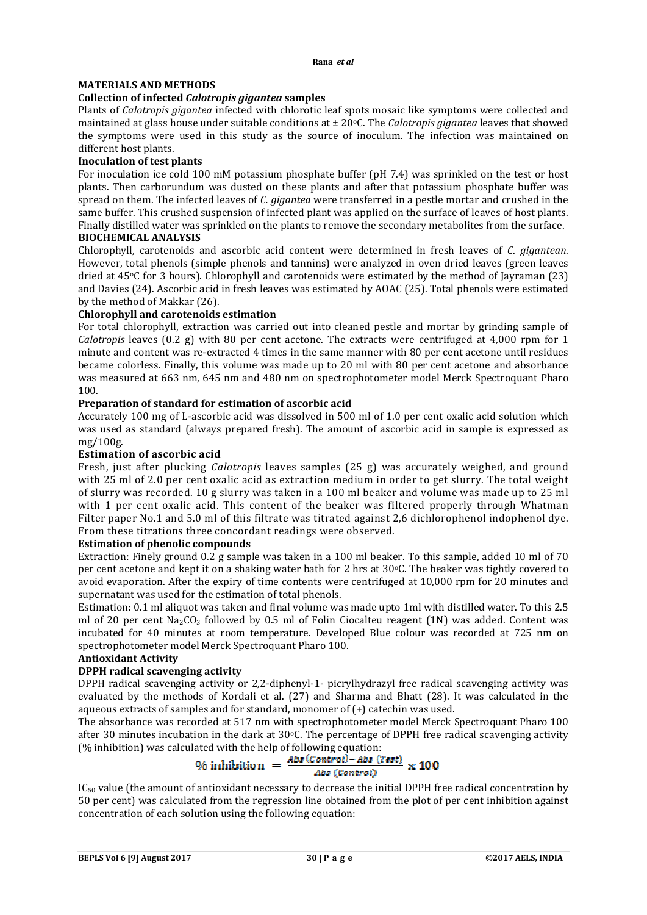## MATERIALS AND METHODS

### Collection of infected *Calotropis gigantea* samples

Plants of *Calotropis gigantea* infected with chlorotic leaf spots mosaic like symptoms were collected and maintained at glass house under suitable conditions at ± 20°C. The *Calotropis gigantea* leaves that showed the symptoms were used in this study as the source of inoculum. The infection was maintained on different host plants.

### Inoculation of test plants

For inoculation ice cold 100 mM potassium phosphate buffer (pH 7.4) was sprinkled on the test or host plants. Then carborundum was dusted on these plants and after that potassium phosphate buffer was spread on them. The infected leaves of *C. gigantea* were transferred in a pestle mortar and crushed in the same buffer. This crushed suspension of infected plant was applied on the surface of leaves of host plants. Finally distilled water was sprinkled on the plants to remove the secondary metabolites from the surface.

## BIOCHEMICAL ANALYSIS

Chlorophyll, carotenoids and ascorbic acid content were determined in fresh leaves of *C. gigantean*. However, total phenols (simple phenols and tannins) were analyzed in oven dried leaves (green leaves dried at 45°C for 3 hours). Chlorophyll and carotenoids were estimated by the method of Jayraman (23) and Davies (24). Ascorbic acid in fresh leaves was estimated by AOAC (25). Total phenols were estimated by the method of Makkar (26).

### Chlorophyll and carotenoids estimation

For total chlorophyll, extraction was carried out into cleaned pestle and mortar by grinding sample of *Calotropis* leaves (0.2 g) with 80 per cent acetone. The extracts were centrifuged at 4,000 rpm for 1 minute and content was re-extracted 4 times in the same manner with 80 per cent acetone until residues became colorless. Finally, this volume was made up to 20 ml with 80 per cent acetone and absorbance was measured at 663 nm, 645 nm and 480 nm on spectrophotometer model Merck Spectroquant Pharo 100.

### Preparation of standard for estimation of ascorbic acid

Accurately 100 mg of L-ascorbic acid was dissolved in 500 ml of 1.0 per cent oxalic acid solution which was used as standard (always prepared fresh). The amount of ascorbic acid in sample is expressed as mg/100g.

### Estimation of ascorbic acid

Fresh, just after plucking *Calotropis* leaves samples (25 g) was accurately weighed, and ground with 25 ml of 2.0 per cent oxalic acid as extraction medium in order to get slurry. The total weight of slurry was recorded. 10 g slurry was taken in a 100 ml beaker and volume was made up to 25 ml with 1 per cent oxalic acid. This content of the beaker was filtered properly through Whatman Filter paper No.1 and 5.0 ml of this filtrate was titrated against 2,6 dichlorophenol indophenol dye. From these titrations three concordant readings were observed.

### Estimation of phenolic compounds

Extraction: Finely ground 0.2 g sample was taken in a 100 ml beaker. To this sample, added 10 ml of 70 per cent acetone and kept it on a shaking water bath for 2 hrs at 30°C. The beaker was tightly covered to avoid evaporation. After the expiry of time contents were centrifuged at 10,000 rpm for 20 minutes and supernatant was used for the estimation of total phenols.

Estimation: 0.1 ml aliquot was taken and final volume was made upto 1ml with distilled water. To this 2.5 ml of 20 per cent $Na_2CO_3$ followed by 0.5 ml of Folin Ciocalteu reagent (1N) was added. Content was incubated for 40 minutes at room temperature. Developed Blue colour was recorded at 725 nm on spectrophotometer model Merck Spectroquant Pharo 100.

### Antioxidant Activity

### DPPH radical scavenging activity

DPPH radical scavenging activity or 2,2-diphenyl-1- picrylhydrazyl free radical scavenging activity was evaluated by the methods of Kordali et al. (27) and Sharma and Bhatt (28). It was calculated in the aqueous extracts of samples and for standard, monomer of (+) catechin was used.

The absorbance was recorded at 517 nm with spectrophotometer model Merck Spectroquant Pharo 100 after 30 minutes incubation in the dark at 30°C. The percentage of DPPH free radical scavenging activity (% inhibition) was calculated with the help of following equation:

$$\% \text{ inhibition} = \frac{\text{Abs (Control)} - \text{Abs (Test)}}{\text{Abs (Control)}} \times 100$$

$IC_{50}$ value (the amount of antioxidant necessary to decrease the initial DPPH free radical concentration by 50 per cent) was calculated from the regression line obtained from the plot of per cent inhibition against concentration of each solution using the following equation: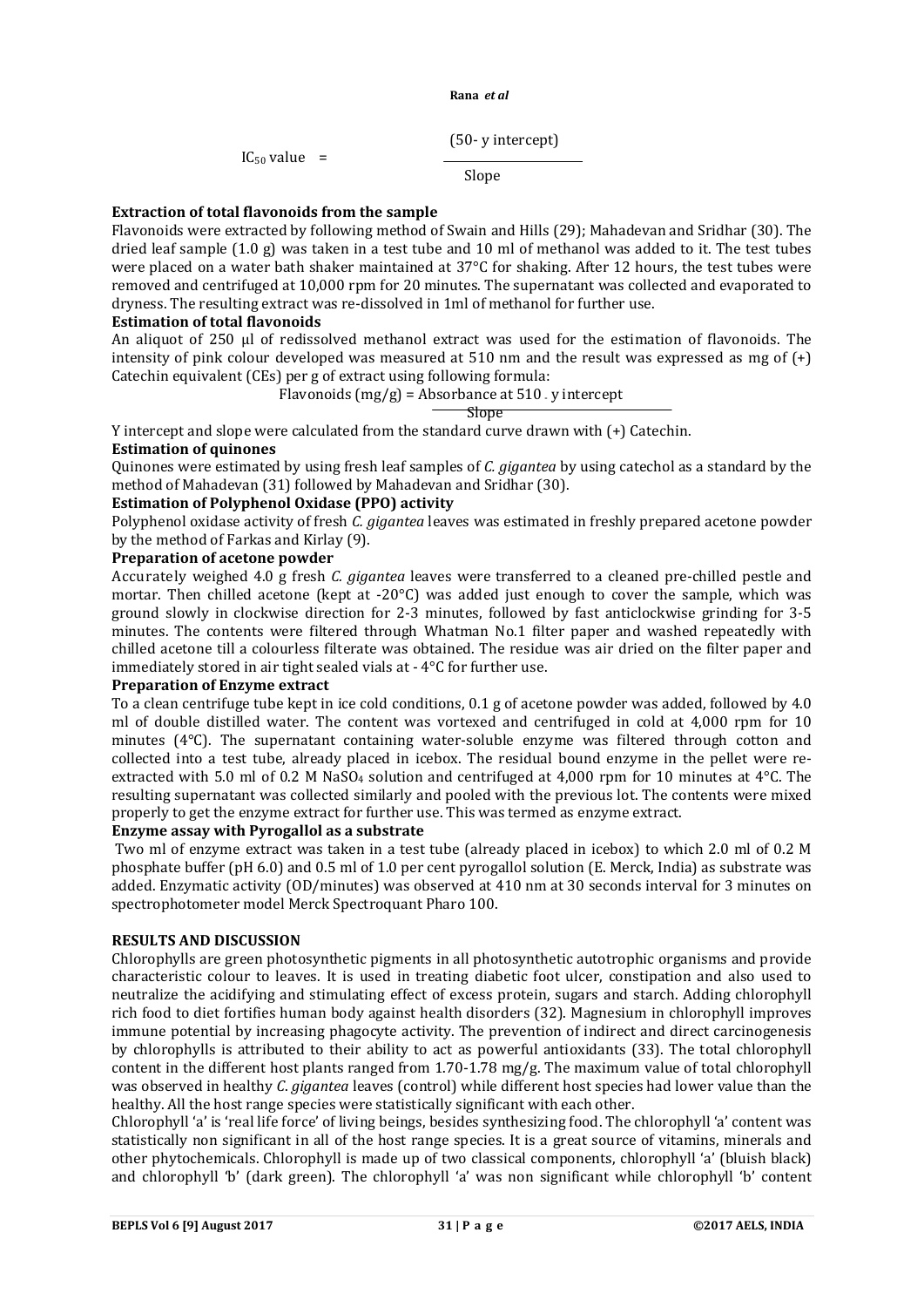$$IC_{50} \text{ value} = \frac{(50\text{- y intercept})}{\text{Slope}}$$

**Extraction of total flavonoids from the sample**

Flavonoids were extracted by following method of Swain and Hills (29); Mahadevan and Sridhar (30). The dried leaf sample (1.0 g) was taken in a test tube and 10 ml of methanol was added to it. The test tubes were placed on a water bath shaker maintained at 37°C for shaking. After 12 hours, the test tubes were removed and centrifuged at 10,000 rpm for 20 minutes. The supernatant was collected and evaporated to dryness. The resulting extract was re-dissolved in 1ml of methanol for further use.

**Estimation of total flavonoids**

An aliquot of 250 µl of redissolved methanol extract was used for the estimation of flavonoids. The intensity of pink colour developed was measured at 510 nm and the result was expressed as mg of (+) Catechin equivalent (CEs) per g of extract using following formula:

$$\text{Flavonoids (mg/g)} = \frac{\text{Absorbance at 510 - y intercept}}{\text{Slope}}$$

Y intercept and slope were calculated from the standard curve drawn with (+) Catechin.

**Estimation of quinones**

Quinones were estimated by using fresh leaf samples of *C. gigantea* by using catechol as a standard by the method of Mahadevan (31) followed by Mahadevan and Sridhar (30).

**Estimation of Polyphenol Oxidase (PPO) activity**

Polyphenol oxidase activity of fresh *C. gigantea* leaves was estimated in freshly prepared acetone powder by the method of Farkas and Kirlay (9).

**Preparation of acetone powder**

Accurately weighed 4.0 g fresh *C. gigantea* leaves were transferred to a cleaned pre-chilled pestle and mortar. Then chilled acetone (kept at -20°C) was added just enough to cover the sample, which was ground slowly in clockwise direction for 2-3 minutes, followed by fast anticlockwise grinding for 3-5 minutes. The contents were filtered through Whatman No.1 filter paper and washed repeatedly with chilled acetone till a colourless filterate was obtained. The residue was air dried on the filter paper and immediately stored in air tight sealed vials at - 4°C for further use.

**Preparation of Enzyme extract**

To a clean centrifuge tube kept in ice cold conditions, 0.1 g of acetone powder was added, followed by 4.0 ml of double distilled water. The content was vortexed and centrifuged in cold at 4,000 rpm for 10 minutes (4°C). The supernatant containing water-soluble enzyme was filtered through cotton and collected into a test tube, already placed in icebox. The residual bound enzyme in the pellet were re-extracted with 5.0 ml of 0.2 M $NaSO_4$ solution and centrifuged at 4,000 rpm for 10 minutes at 4°C. The resulting supernatant was collected similarly and pooled with the previous lot. The contents were mixed properly to get the enzyme extract for further use. This was termed as enzyme extract.

**Enzyme assay with Pyrogallol as a substrate**

Two ml of enzyme extract was taken in a test tube (already placed in icebox) to which 2.0 ml of 0.2 M phosphate buffer (pH 6.0) and 0.5 ml of 1.0 per cent pyrogallol solution (E. Merck, India) as substrate was added. Enzymatic activity (OD/minutes) was observed at 410 nm at 30 seconds interval for 3 minutes on spectrophotometer model Merck Spectroquant Pharo 100.

## RESULTS AND DISCUSSION

Chlorophylls are green photosynthetic pigments in all photosynthetic autotrophic organisms and provide characteristic colour to leaves. It is used in treating diabetic foot ulcer, constipation and also used to neutralize the acidifying and stimulating effect of excess protein, sugars and starch. Adding chlorophyll rich food to diet fortifies human body against health disorders (32). Magnesium in chlorophyll improves immune potential by increasing phagocyte activity. The prevention of indirect and direct carcinogenesis by chlorophylls is attributed to their ability to act as powerful antioxidants (33). The total chlorophyll content in the different host plants ranged from 1.70-1.78 mg/g. The maximum value of total chlorophyll was observed in healthy *C. gigantea* leaves (control) while different host species had lower value than the healthy. All the host range species were statistically significant with each other.

Chlorophyll 'a' is 'real life force' of living beings, besides synthesizing food. The chlorophyll 'a' content was statistically non significant in all of the host range species. It is a great source of vitamins, minerals and other phytochemicals. Chlorophyll is made up of two classical components, chlorophyll 'a' (bluish black) and chlorophyll 'b' (dark green). The chlorophyll 'a' was non significant while chlorophyll 'b' content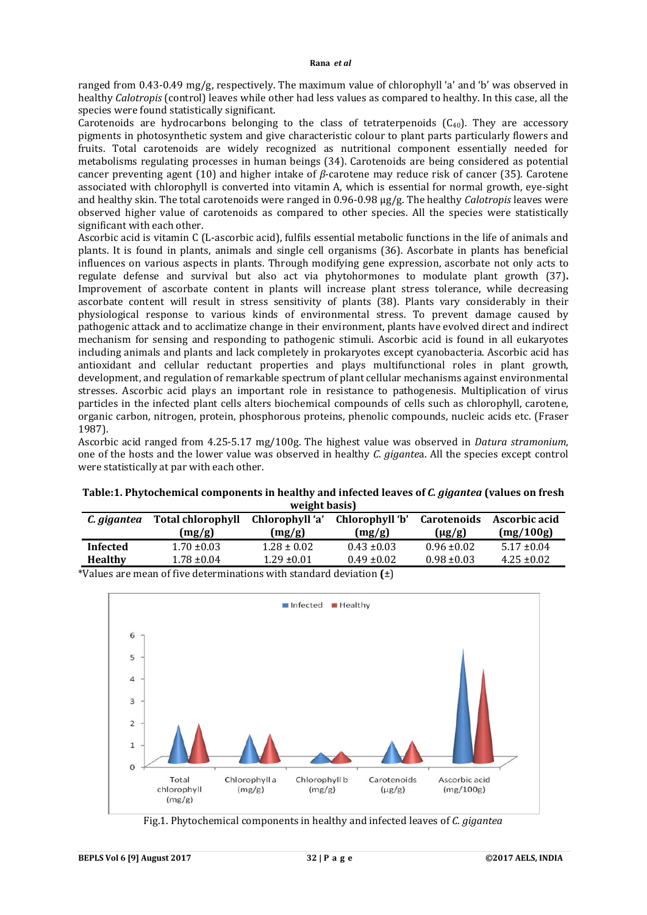ranged from 0.43-0.49 mg/g, respectively. The maximum value of chlorophyll 'a' and 'b' was observed in healthy *Calotropis* (control) leaves while other had less values as compared to healthy. In this case, all the species were found statistically significant.

Carotenoids are hydrocarbons belonging to the class of tetraterpenoids ($C_{40}$). They are accessory pigments in photosynthetic system and give characteristic colour to plant parts particularly flowers and fruits. Total carotenoids are widely recognized as nutritional component essentially needed for metabolisms regulating processes in human beings (34). Carotenoids are being considered as potential cancer preventing agent (10) and higher intake of *β*-carotene may reduce risk of cancer (35). Carotene associated with chlorophyll is converted into vitamin A, which is essential for normal growth, eye-sight and healthy skin. The total carotenoids were ranged in 0.96-0.98 µg/g. The healthy *Calotropis* leaves were observed higher value of carotenoids as compared to other species. All the species were statistically significant with each other.

Ascorbic acid is vitamin C (L-ascorbic acid), fulfils essential metabolic functions in the life of animals and plants. It is found in plants, animals and single cell organisms (36). Ascorbate in plants has beneficial influences on various aspects in plants. Through modifying gene expression, ascorbate not only acts to regulate defense and survival but also act via phytohormones to modulate plant growth (37). Improvement of ascorbate content in plants will increase plant stress tolerance, while decreasing ascorbate content will result in stress sensitivity of plants (38). Plants vary considerably in their physiological response to various kinds of environmental stress. To prevent damage caused by pathogenic attack and to acclimatize change in their environment, plants have evolved direct and indirect mechanism for sensing and responding to pathogenic stimuli. Ascorbic acid is found in all eukaryotes including animals and plants and lack completely in prokaryotes except cyanobacteria. Ascorbic acid has antioxidant and cellular reductant properties and plays multifunctional roles in plant growth, development, and regulation of remarkable spectrum of plant cellular mechanisms against environmental stresses. Ascorbic acid plays an important role in resistance to pathogenesis. Multiplication of virus particles in the infected plant cells alters biochemical compounds of cells such as chlorophyll, carotene, organic carbon, nitrogen, protein, phosphorous proteins, phenolic compounds, nucleic acids etc. (Fraser 1987).

Ascorbic acid ranged from 4.25-5.17 mg/100g. The highest value was observed in *Datura stramonium*, one of the hosts and the lower value was observed in healthy *C. gigantea*. All the species except control were statistically at par with each other.

**Table:1. Phytochemical components in healthy and infected leaves of *C. gigantea* (values on fresh weight basis)**

| *C. gigantea* | Total chlorophyll (mg/g) | Chlorophyll 'a' (mg/g) | Chlorophyll 'b' (mg/g) | Carotenoids (µg/g) | Ascorbic acid (mg/100g) |
|---|---|---|---|---|---|
| **Infected** | 1.70 ±0.03 | 1.28 ± 0.02 | 0.43 ±0.03 | 0.96 ±0.02 | 5.17 ±0.04 |
| **Healthy** | 1.78 ±0.04 | 1.29 ±0.01 | 0.49 ±0.02 | 0.98 ±0.03 | 4.25 ±0.02 |

*Values are mean of five determinations with standard deviation **(**±)

Fig.1. Phytochemical components in healthy and infected leaves of *C. gigantea*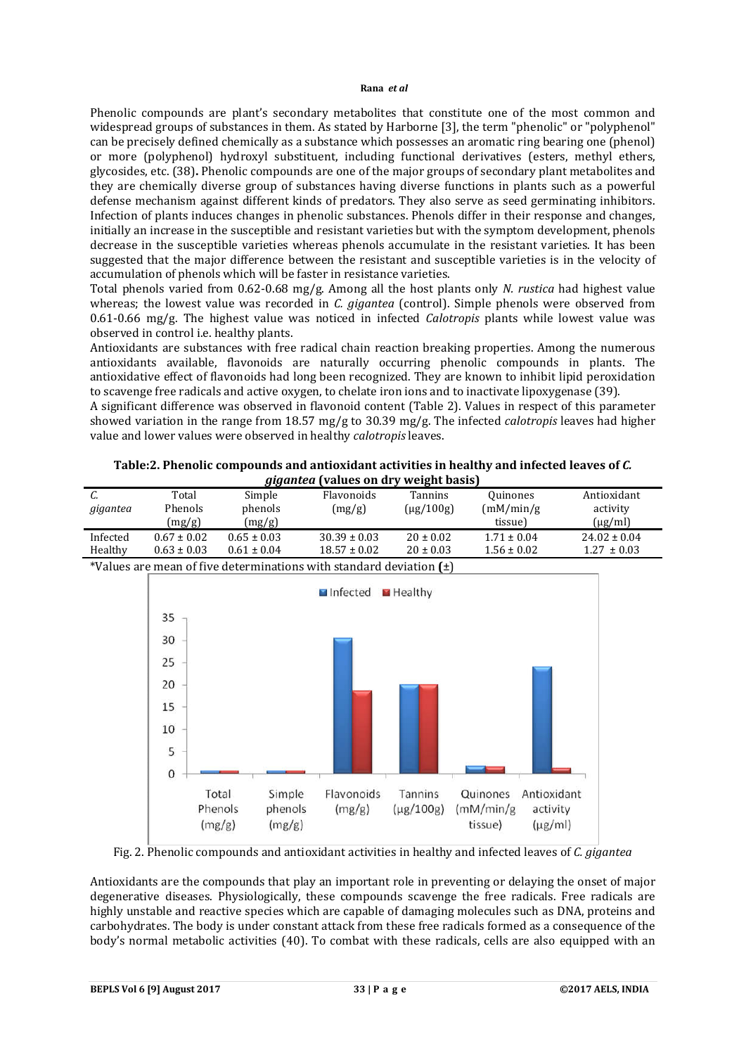Phenolic compounds are plant's secondary metabolites that constitute one of the most common and widespread groups of substances in them. As stated by Harborne [3], the term "phenolic" or "polyphenol" can be precisely defined chemically as a substance which possesses an aromatic ring bearing one (phenol) or more (polyphenol) hydroxyl substituent, including functional derivatives (esters, methyl ethers, glycosides, etc. (38). Phenolic compounds are one of the major groups of secondary plant metabolites and they are chemically diverse group of substances having diverse functions in plants such as a powerful defense mechanism against different kinds of predators. They also serve as seed germinating inhibitors. Infection of plants induces changes in phenolic substances. Phenols differ in their response and changes, initially an increase in the susceptible and resistant varieties but with the symptom development, phenols decrease in the susceptible varieties whereas phenols accumulate in the resistant varieties. It has been suggested that the major difference between the resistant and susceptible varieties is in the velocity of accumulation of phenols which will be faster in resistance varieties.

Total phenols varied from 0.62-0.68 mg/g. Among all the host plants only *N. rustica* had highest value whereas; the lowest value was recorded in *C. gigantea* (control). Simple phenols were observed from 0.61-0.66 mg/g. The highest value was noticed in infected *Calotropis* plants while lowest value was observed in control i.e. healthy plants.

Antioxidants are substances with free radical chain reaction breaking properties. Among the numerous antioxidants available, flavonoids are naturally occurring phenolic compounds in plants. The antioxidative effect of flavonoids had long been recognized. They are known to inhibit lipid peroxidation to scavenge free radicals and active oxygen, to chelate iron ions and to inactivate lipoxygenase (39).

A significant difference was observed in flavonoid content (Table 2). Values in respect of this parameter showed variation in the range from 18.57 mg/g to 30.39 mg/g. The infected *calotropis* leaves had higher value and lower values were observed in healthy *calotropis* leaves.

**Table:2. Phenolic compounds and antioxidant activities in healthy and infected leaves of *C. gigantea* (values on dry weight basis)**

| *C. gigantea* | Total Phenols (mg/g) | Simple phenols (mg/g) | Flavonoids (mg/g) | Tannins (µg/100g) | Quinones (mM/min/g tissue) | Antioxidant activity (µg/ml) |
|---|---|---|---|---|---|---|
| Infected | 0.67 ± 0.02 | 0.65 ± 0.03 | 30.39 ± 0.03 | 20 ± 0.02 | 1.71 ± 0.04 | 24.02 ± 0.04 |
| Healthy | 0.63 ± 0.03 | 0.61 ± 0.04 | 18.57 ± 0.02 | 20 ± 0.03 | 1.56 ± 0.02 | 1.27 ± 0.03 |

*Values are mean of five determinations with standard deviation (±)

Fig. 2. Phenolic compounds and antioxidant activities in healthy and infected leaves of *C. gigantea*

Antioxidants are the compounds that play an important role in preventing or delaying the onset of major degenerative diseases. Physiologically, these compounds scavenge the free radicals. Free radicals are highly unstable and reactive species which are capable of damaging molecules such as DNA, proteins and carbohydrates. The body is under constant attack from these free radicals formed as a consequence of the body's normal metabolic activities (40). To combat with these radicals, cells are also equipped with an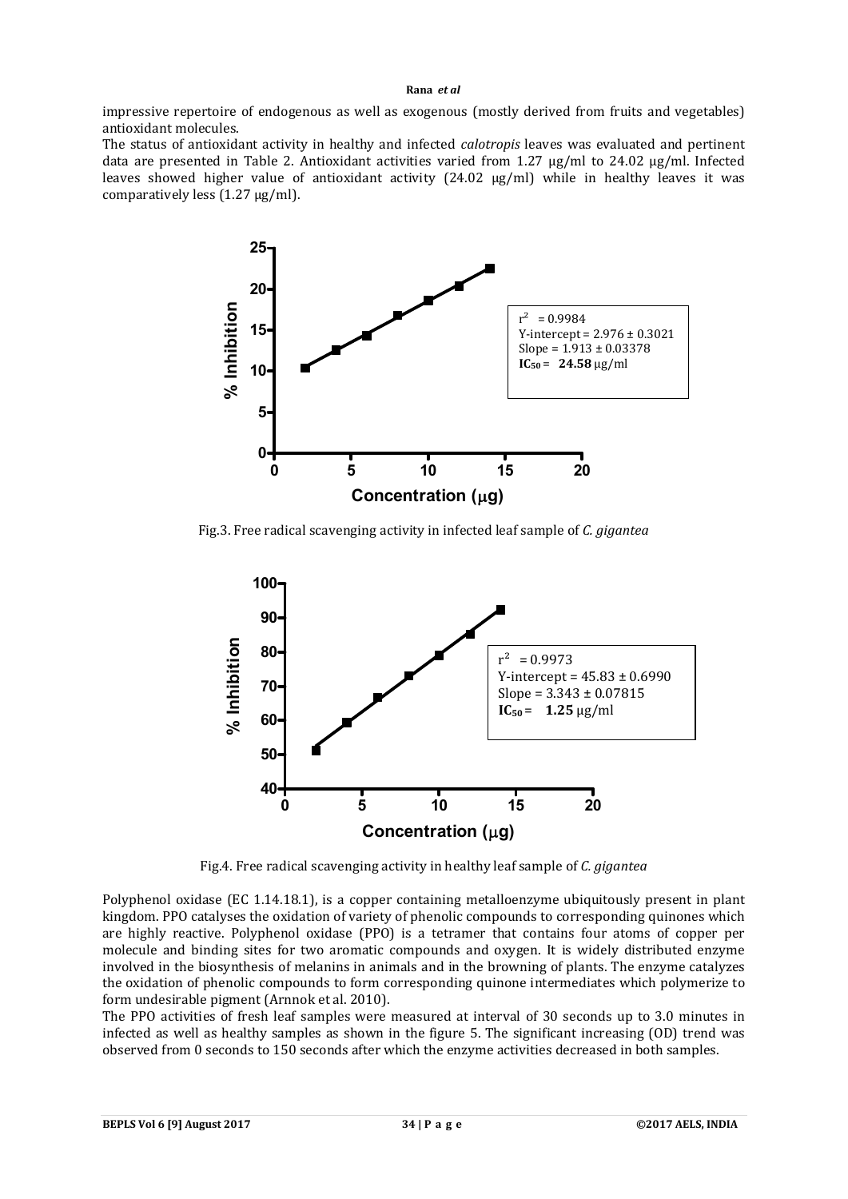impressive repertoire of endogenous as well as exogenous (mostly derived from fruits and vegetables) antioxidant molecules.

The status of antioxidant activity in healthy and infected *calotropis* leaves was evaluated and pertinent data are presented in Table 2. Antioxidant activities varied from 1.27 μg/ml to 24.02 μg/ml. Infected leaves showed higher value of antioxidant activity (24.02 μg/ml) while in healthy leaves it was comparatively less (1.27 μg/ml).

$r^2$ = 0.9984
Y-intercept = 2.976 ± 0.3021
Slope = 1.913 ± 0.03378
**$IC_{50}$ = 24.58** μg/ml

Fig.3. Free radical scavenging activity in infected leaf sample of *C. gigantea*

$r^2$ = 0.9973
Y-intercept = 45.83 ± 0.6990
Slope = 3.343 ± 0.07815
**$IC_{50}$ = 1.25** μg/ml

Fig.4. Free radical scavenging activity in healthy leaf sample of *C. gigantea*

Polyphenol oxidase (EC 1.14.18.1), is a copper containing metalloenzyme ubiquitously present in plant kingdom. PPO catalyses the oxidation of variety of phenolic compounds to corresponding quinones which are highly reactive. Polyphenol oxidase (PPO) is a tetramer that contains four atoms of copper per molecule and binding sites for two aromatic compounds and oxygen. It is widely distributed enzyme involved in the biosynthesis of melanins in animals and in the browning of plants. The enzyme catalyzes the oxidation of phenolic compounds to form corresponding quinone intermediates which polymerize to form undesirable pigment (Arnnok et al. 2010).

The PPO activities of fresh leaf samples were measured at interval of 30 seconds up to 3.0 minutes in infected as well as healthy samples as shown in the figure 5. The significant increasing (OD) trend was observed from 0 seconds to 150 seconds after which the enzyme activities decreased in both samples.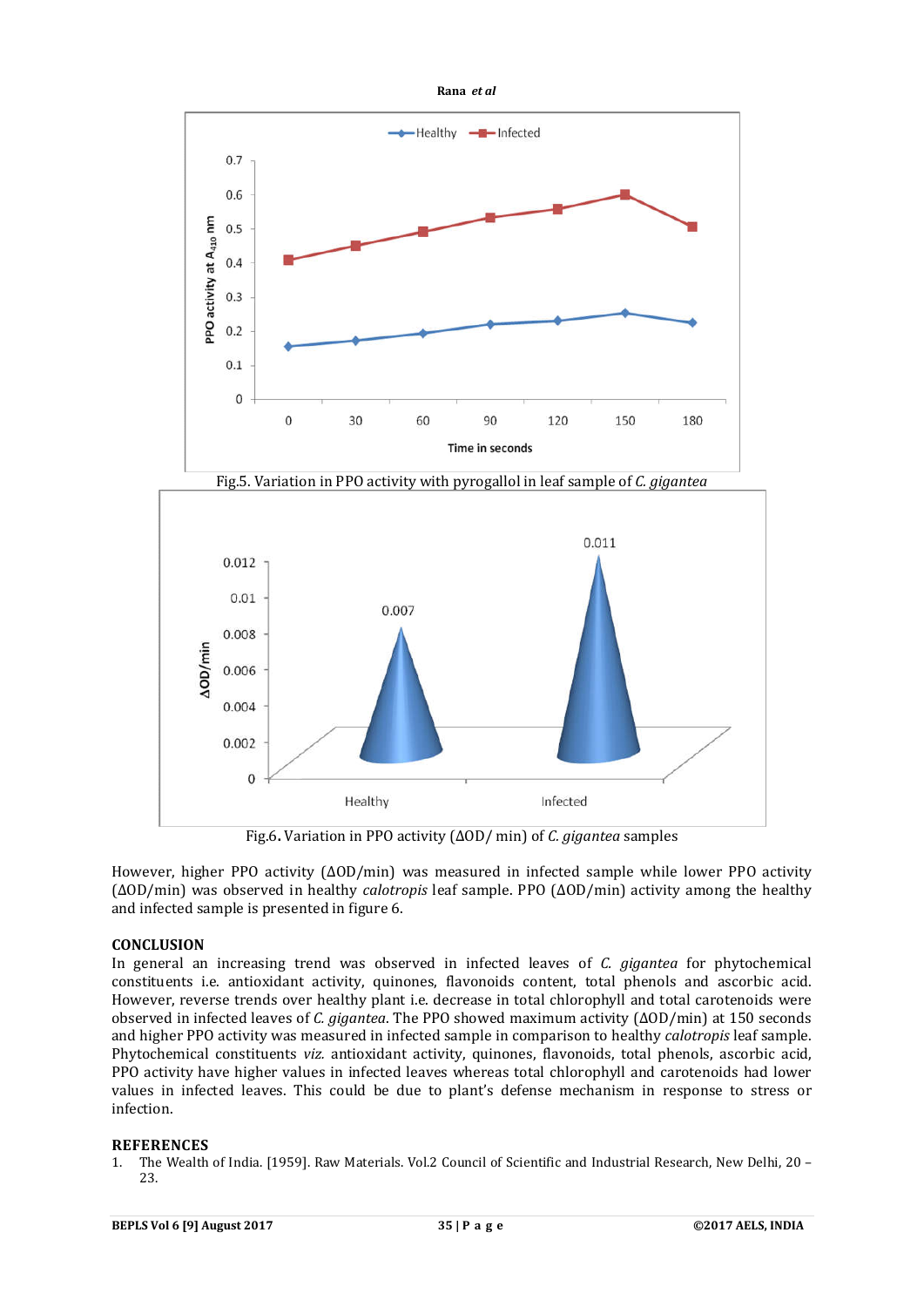Fig.5. Variation in PPO activity with pyrogallol in leaf sample of *C. gigantea*

Fig.6. Variation in PPO activity (ΔOD/ min) of *C. gigantea* samples

However, higher PPO activity (ΔOD/min) was measured in infected sample while lower PPO activity (ΔOD/min) was observed in healthy *calotropis* leaf sample. PPO (ΔOD/min) activity among the healthy and infected sample is presented in figure 6.

## CONCLUSION

In general an increasing trend was observed in infected leaves of *C. gigantea* for phytochemical constituents i.e. antioxidant activity, quinones, flavonoids content, total phenols and ascorbic acid. However, reverse trends over healthy plant i.e. decrease in total chlorophyll and total carotenoids were observed in infected leaves of *C. gigantea*. The PPO showed maximum activity (ΔOD/min) at 150 seconds and higher PPO activity was measured in infected sample in comparison to healthy *calotropis* leaf sample. Phytochemical constituents *viz.* antioxidant activity, quinones, flavonoids, total phenols, ascorbic acid, PPO activity have higher values in infected leaves whereas total chlorophyll and carotenoids had lower values in infected leaves. This could be due to plant's defense mechanism in response to stress or infection.

## REFERENCES

1. The Wealth of India. [1959]. Raw Materials. Vol.2 Council of Scientific and Industrial Research, New Delhi, 20 – 23.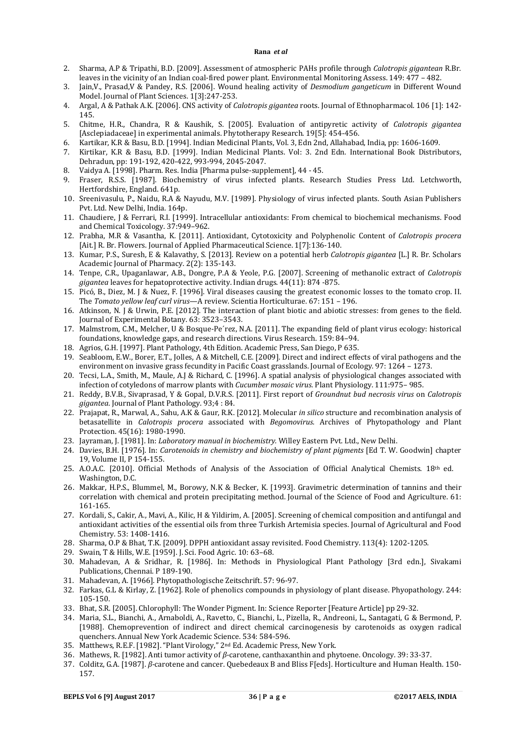2. Sharma, A.P & Tripathi, B.D. [2009]. Assessment of atmospheric PAHs profile through *Calotropis gigantean* R.Br. leaves in the vicinity of an Indian coal-fired power plant. Environmental Monitoring Assess. 149: 477 – 482.
3. Jain,V., Prasad,V & Pandey, R.S. [2006]. Wound healing activity of *Desmodium gangeticum* in Different Wound Model. Journal of Plant Sciences. 1[3]:247-253.
4. Argal, A & Pathak A.K. [2006]. CNS activity of *Calotropis gigantea* roots. Journal of Ethnopharmacol. 106 [1]: 142-145.
5. Chitme, H.R., Chandra, R & Kaushik, S. [2005]. Evaluation of antipyretic activity of *Calotropis gigantea* [Asclepiadaceae] in experimental animals. Phytotherapy Research. 19[5]: 454-456.
6. Kartikar, K.R & Basu, B.D. [1994]. Indian Medicinal Plants, Vol. 3, Edn 2nd, Allahabad, India, pp: 1606-1609.
7. Kirtikar, K.R & Basu, B.D. [1999]. Indian Medicinal Plants. Vol: 3. 2nd Edn. International Book Distributors, Dehradun, pp: 191-192, 420-422, 993-994, 2045-2047.
8. Vaidya A. [1998]. Pharm. Res. India [Pharma pulse-supplement], 44 - 45.
9. Fraser, R.S.S. [1987]. Biochemistry of virus infected plants. Research Studies Press Ltd. Letchworth, Hertfordshire, England. 641p.
10. Sreenivasulu, P., Naidu, R.A & Nayudu, M.V. [1989]. Physiology of virus infected plants. South Asian Publishers Pvt. Ltd. New Delhi, India. 164p.
11. Chaudiere, J & Ferrari, R.I. [1999]. Intracellular antioxidants: From chemical to biochemical mechanisms. Food and Chemical Toxicology. 37:949–962.
12. Prabha, M.R & Vasantha, K. [2011]. Antioxidant, Cytotoxicity and Polyphenolic Content of *Calotropis procera* [Ait.] R. Br. Flowers. Journal of Applied Pharmaceutical Science. 1[7]:136-140.
13. Kumar, P.S., Suresh, E & Kalavathy, S. [2013]. Review on a potential herb *Calotropis gigantea* [L.] R. Br. Scholars Academic Journal of Pharmacy. 2(2): 135-143.
14. Tenpe, C.R., Upaganlawar, A.B., Dongre, P.A & Yeole, P.G. [2007]. Screening of methanolic extract of *Calotropis gigantea* leaves for hepatoprotective activity. Indian drugs. 44(11): 874 -875.
15. Picó, B., Diez, M. J & Nuez, F. [1996]. Viral diseases causing the greatest economic losses to the tomato crop. II. The *Tomato yellow leaf curl virus*—A review. Scientia Horticulturae. 67: 151 – 196.
16. Atkinson, N. J & Urwin, P.E. [2012]. The interaction of plant biotic and abiotic stresses: from genes to the field. Journal of Experimental Botany. 63: 3523–3543.
17. Malmstrom, C.M., Melcher, U & Bosque-Pe´rez, N.A. [2011]. The expanding field of plant virus ecology: historical foundations, knowledge gaps, and research directions. Virus Research. 159: 84–94.
18. Agrios, G.H. [1997]. Plant Pathology, 4th Edition. Academic Press, San Diego, P 635.
19. Seabloom, E.W., Borer, E.T., Jolles, A & Mitchell, C.E. [2009]. Direct and indirect effects of viral pathogens and the environment on invasive grass fecundity in Pacific Coast grasslands. Journal of Ecology. 97: 1264 – 1273.
20. Tecsi, L.A., Smith, M., Maule, A.J & Richard, C. [1996]. A spatial analysis of physiological changes associated with infection of cotyledons of marrow plants with *Cucumber mosaic virus.* Plant Physiology. 111:975– 985.
21. Reddy, B.V.B., Sivaprasad, Y & Gopal, D.V.R.S. [2011]. First report of *Groundnut bud necrosis virus* on *Calotropis gigantea*. Journal of Plant Pathology. 93;4 : 84.
22. Prajapat, R., Marwal, A., Sahu, A.K & Gaur, R.K. [2012]. Molecular *in silico* structure and recombination analysis of betasatellite in *Calotropis procera* associated with *Begomovirus*. Archives of Phytopathology and Plant Protection. 45(16): 1980-1990.
23. Jayraman, J. [1981]. In: *Laboratory manual in biochemistry.* Willey Eastern Pvt. Ltd., New Delhi.
24. Davies, B.H. [1976]. In: *Carotenoids in chemistry and biochemistry of plant pigments* [Ed T. W. Goodwin] chapter 19, Volume II, P 154-155.
25. A.O.A.C. [2010]. Official Methods of Analysis of the Association of Official Analytical Chemists. 18th ed. Washington, D.C.
26. Makkar, H.P.S., Blummel, M., Borowy, N.K & Becker, K. [1993]. Gravimetric determination of tannins and their correlation with chemical and protein precipitating method. Journal of the Science of Food and Agriculture. 61: 161-165.
27. Kordali, S., Cakir, A., Mavi, A., Kilic, H & Yildirim, A. [2005]. Screening of chemical composition and antifungal and antioxidant activities of the essential oils from three Turkish Artemisia species. Journal of Agricultural and Food Chemistry. 53: 1408-1416.
28. Sharma, O.P & Bhat, T.K. [2009]. DPPH antioxidant assay revisited. Food Chemistry. 113(4): 1202-1205.
29. Swain, T & Hills, W.E. [1959]. J. Sci. Food Agric. 10: 63–68.
30. Mahadevan, A & Sridhar, R. [1986]. In: Methods in Physiological Plant Pathology [3rd edn.], Sivakami Publications, Chennai. P 189-190.
31. Mahadevan, A. [1966]. Phytopathologische Zeitschrift. 57: 96-97.
32. Farkas, G.L & Kirlay, Z. [1962]. Role of phenolics compounds in physiology of plant disease. Phyopathology. 244: 105-150.
33. Bhat, S.R. [2005]. Chlorophyll: The Wonder Pigment. In: Science Reporter [Feature Article] pp 29-32.
34. Maria, S.L., Bianchi, A., Arnaboldi, A., Ravetto, C., Bianchi, L., Pizella, R., Andreoni, L., Santagati, G & Bermond, P. [1988]. Chemoprevention of indirect and direct chemical carcinogenesis by carotenoids as oxygen radical quenchers. Annual New York Academic Science. 534: 584-596.
35. Matthews, R.E.F. [1982]. "Plant Virology," 2nd Ed. Academic Press, New York.
36. Mathews, R. [1982]. Anti tumor activity of *β*-carotene, canthaxanthin and phytoene. Oncology. 39: 33-37.
37. Colditz, G.A. [1987]. *β*-carotene and cancer. Quebedeaux B and Bliss F[eds]. Horticulture and Human Health. 150-157.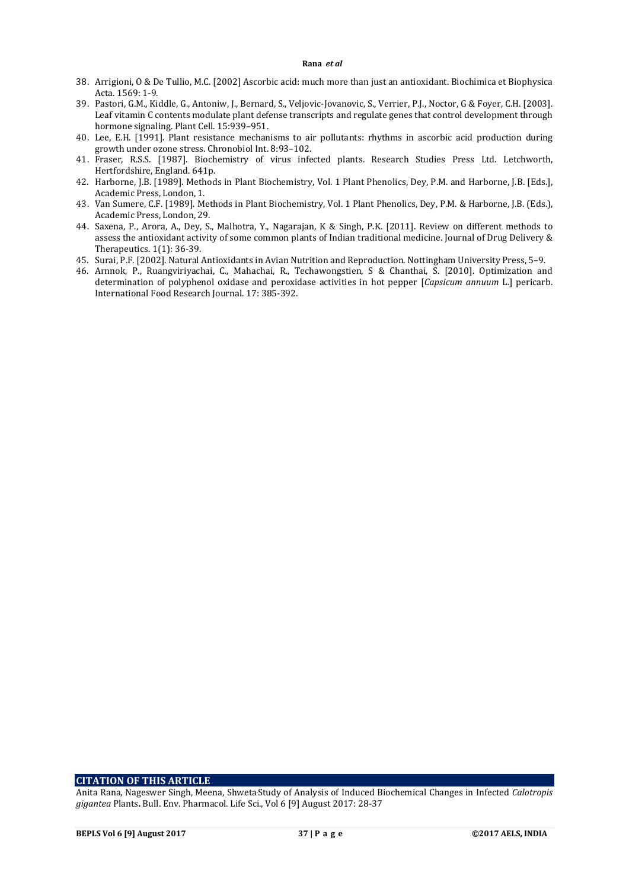38. Arrigioni, O & De Tullio, M.C. [2002] Ascorbic acid: much more than just an antioxidant. Biochimica et Biophysica Acta. 1569: 1-9.
39. Pastori, G.M., Kiddle, G., Antoniw, J., Bernard, S., Veljovic-Jovanovic, S., Verrier, P.J., Noctor, G & Foyer, C.H. [2003]. Leaf vitamin C contents modulate plant defense transcripts and regulate genes that control development through hormone signaling. Plant Cell. 15:939–951.
40. Lee, E.H. [1991]. Plant resistance mechanisms to air pollutants: rhythms in ascorbic acid production during growth under ozone stress. Chronobiol Int. 8:93–102.
41. Fraser, R.S.S. [1987]. Biochemistry of virus infected plants. Research Studies Press Ltd. Letchworth, Hertfordshire, England. 641p.
42. Harborne, J.B. [1989]. Methods in Plant Biochemistry, Vol. 1 Plant Phenolics, Dey, P.M. and Harborne, J.B. [Eds.], Academic Press, London, 1.
43. Van Sumere, C.F. [1989]. Methods in Plant Biochemistry, Vol. 1 Plant Phenolics, Dey, P.M. & Harborne, J.B. (Eds.), Academic Press, London, 29.
44. Saxena, P., Arora, A., Dey, S., Malhotra, Y., Nagarajan, K & Singh, P.K. [2011]. Review on different methods to assess the antioxidant activity of some common plants of Indian traditional medicine. Journal of Drug Delivery & Therapeutics. 1(1): 36-39.
45. Surai, P.F. [2002]. Natural Antioxidants in Avian Nutrition and Reproduction. Nottingham University Press, 5–9.
46. Arnnok, P., Ruangviriyachai, C., Mahachai, R., Techawongstien, S & Chanthai, S. [2010]. Optimization and determination of polyphenol oxidase and peroxidase activities in hot pepper [*Capsicum annuum* L.] pericarb. International Food Research Journal. 17: 385-392.

**CITATION OF THIS ARTICLE**

Anita Rana, Nageswer Singh, Meena, Shweta Study of Analysis of Induced Biochemical Changes in Infected *Calotropis gigantea* Plants**.** Bull. Env. Pharmacol. Life Sci., Vol 6 [9] August 2017: 28-37